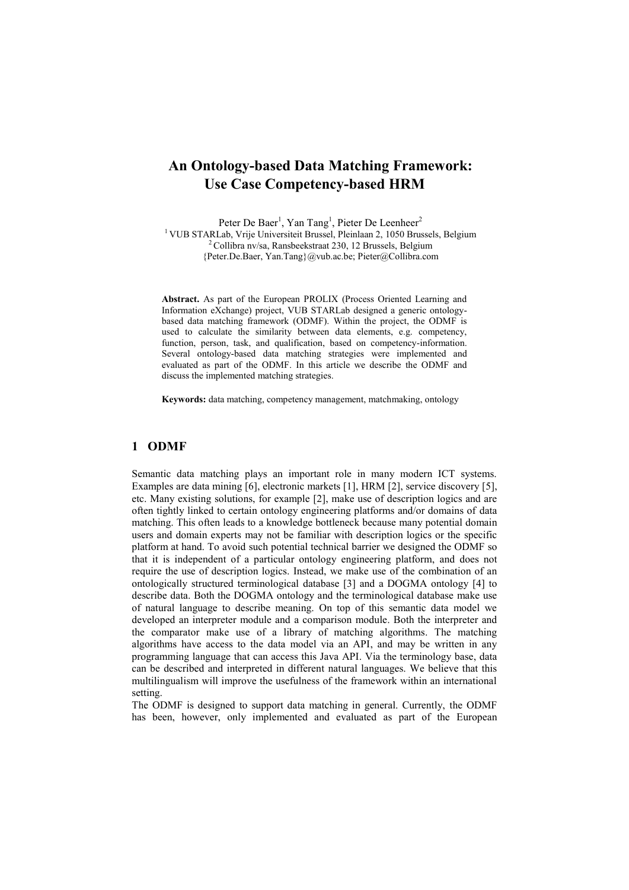# An Ontology-based Data Matching Framework: Use Case Competency-based HRM

Peter De Baer[1], Yan Tang[1], Pieter De Leenheer[2]

[1] VUB STARLab, Vrije Universiteit Brussel, Pleinlaan 2, 1050 Brussels, Belgium
[2] Collibra nv/sa, Ransbeekstraat 230, 12 Brussels, Belgium
{Peter.De.Baer, Yan.Tang}@vub.ac.be; Pieter@Collibra.com

**Abstract.** As part of the European PROLIX (Process Oriented Learning and Information eXchange) project, VUB STARLab designed a generic ontology-based data matching framework (ODMF). Within the project, the ODMF is used to calculate the similarity between data elements, e.g. competency, function, person, task, and qualification, based on competency-information. Several ontology-based data matching strategies were implemented and evaluated as part of the ODMF. In this article we describe the ODMF and discuss the implemented matching strategies.

**Keywords:** data matching, competency management, matchmaking, ontology

## 1 ODMF

Semantic data matching plays an important role in many modern ICT systems. Examples are data mining [6], electronic markets [1], HRM [2], service discovery [5], etc. Many existing solutions, for example [2], make use of description logics and are often tightly linked to certain ontology engineering platforms and/or domains of data matching. This often leads to a knowledge bottleneck because many potential domain users and domain experts may not be familiar with description logics or the specific platform at hand. To avoid such potential technical barrier we designed the ODMF so that it is independent of a particular ontology engineering platform, and does not require the use of description logics. Instead, we make use of the combination of an ontologically structured terminological database [3] and a DOGMA ontology [4] to describe data. Both the DOGMA ontology and the terminological database make use of natural language to describe meaning. On top of this semantic data model we developed an interpreter module and a comparison module. Both the interpreter and the comparator make use of a library of matching algorithms. The matching algorithms have access to the data model via an API, and may be written in any programming language that can access this Java API. Via the terminology base, data can be described and interpreted in different natural languages. We believe that this multilingualism will improve the usefulness of the framework within an international setting.

The ODMF is designed to support data matching in general. Currently, the ODMF has been, however, only implemented and evaluated as part of the European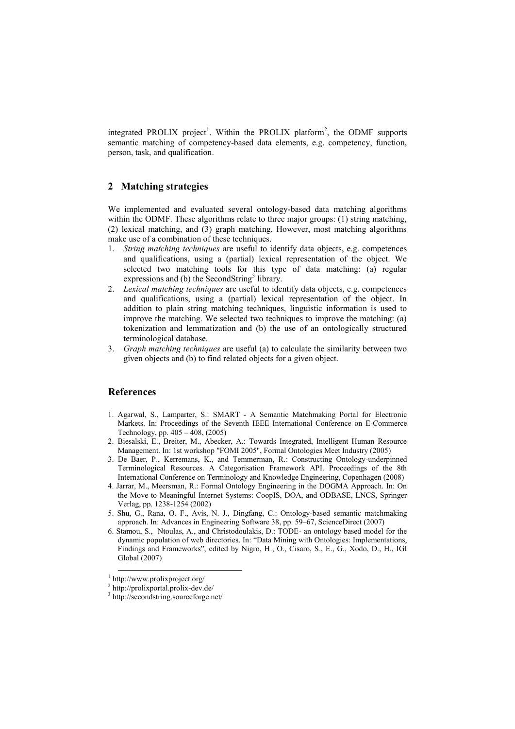integrated PROLIX project[1]. Within the PROLIX platform[2], the ODMF supports semantic matching of competency-based data elements, e.g. competency, function, person, task, and qualification.

## 2 Matching strategies

We implemented and evaluated several ontology-based data matching algorithms within the ODMF. These algorithms relate to three major groups: (1) string matching, (2) lexical matching, and (3) graph matching. However, most matching algorithms make use of a combination of these techniques.

1. *String matching techniques* are useful to identify data objects, e.g. competences and qualifications, using a (partial) lexical representation of the object. We selected two matching tools for this type of data matching: (a) regular expressions and (b) the SecondString[3] library.
2. *Lexical matching techniques* are useful to identify data objects, e.g. competences and qualifications, using a (partial) lexical representation of the object. In addition to plain string matching techniques, linguistic information is used to improve the matching. We selected two techniques to improve the matching: (a) tokenization and lemmatization and (b) the use of an ontologically structured terminological database.
3. *Graph matching techniques* are useful (a) to calculate the similarity between two given objects and (b) to find related objects for a given object.

## References

1. Agarwal, S., Lamparter, S.: SMART - A Semantic Matchmaking Portal for Electronic Markets. In: Proceedings of the Seventh IEEE International Conference on E-Commerce Technology, pp. 405 – 408, (2005)
2. Biesalski, E., Breiter, M., Abecker, A.: Towards Integrated, Intelligent Human Resource Management. In: 1st workshop "FOMI 2005", Formal Ontologies Meet Industry (2005)
3. De Baer, P., Kerremans, K., and Temmerman, R.: Constructing Ontology-underpinned Terminological Resources. A Categorisation Framework API. Proceedings of the 8th International Conference on Terminology and Knowledge Engineering, Copenhagen (2008)
4. Jarrar, M., Meersman, R.: Formal Ontology Engineering in the DOGMA Approach. In: On the Move to Meaningful Internet Systems: CoopIS, DOA, and ODBASE, LNCS, Springer Verlag, pp. 1238-1254 (2002)
5. Shu, G., Rana, O. F., Avis, N. J., Dingfang, C.: Ontology-based semantic matchmaking approach. In: Advances in Engineering Software 38, pp. 59–67, ScienceDirect (2007)
6. Stamou, S., Ntoulas, A., and Christodoulakis, D.: TODE- an ontology based model for the dynamic population of web directories. In: "Data Mining with Ontologies: Implementations, Findings and Frameworks", edited by Nigro, H., O., Cisaro, S., E., G., Xodo, D., H., IGI Global (2007)

---

[1] http://www.prolixproject.org/

[2] http://prolixportal.prolix-dev.de/

[3] http://secondstring.sourceforge.net/